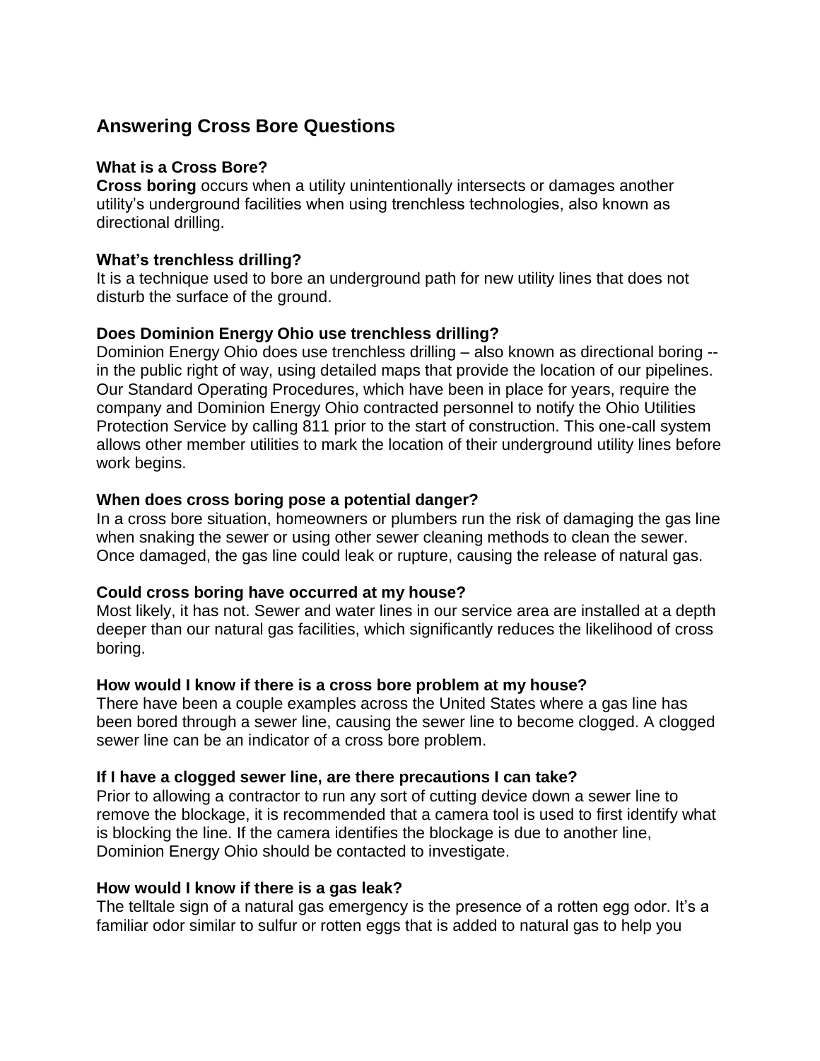# Answering Cross Bore Questions

**What is a Cross Bore?**
**Cross boring** occurs when a utility unintentionally intersects or damages another utility's underground facilities when using trenchless technologies, also known as directional drilling.

**What's trenchless drilling?**
It is a technique used to bore an underground path for new utility lines that does not disturb the surface of the ground.

**Does Dominion Energy Ohio use trenchless drilling?**
Dominion Energy Ohio does use trenchless drilling – also known as directional boring -- in the public right of way, using detailed maps that provide the location of our pipelines. Our Standard Operating Procedures, which have been in place for years, require the company and Dominion Energy Ohio contracted personnel to notify the Ohio Utilities Protection Service by calling 811 prior to the start of construction. This one-call system allows other member utilities to mark the location of their underground utility lines before work begins.

**When does cross boring pose a potential danger?**
In a cross bore situation, homeowners or plumbers run the risk of damaging the gas line when snaking the sewer or using other sewer cleaning methods to clean the sewer. Once damaged, the gas line could leak or rupture, causing the release of natural gas.

**Could cross boring have occurred at my house?**
Most likely, it has not. Sewer and water lines in our service area are installed at a depth deeper than our natural gas facilities, which significantly reduces the likelihood of cross boring.

**How would I know if there is a cross bore problem at my house?**
There have been a couple examples across the United States where a gas line has been bored through a sewer line, causing the sewer line to become clogged. A clogged sewer line can be an indicator of a cross bore problem.

**If I have a clogged sewer line, are there precautions I can take?**
Prior to allowing a contractor to run any sort of cutting device down a sewer line to remove the blockage, it is recommended that a camera tool is used to first identify what is blocking the line. If the camera identifies the blockage is due to another line, Dominion Energy Ohio should be contacted to investigate.

**How would I know if there is a gas leak?**
The telltale sign of a natural gas emergency is the presence of a rotten egg odor. It's a familiar odor similar to sulfur or rotten eggs that is added to natural gas to help you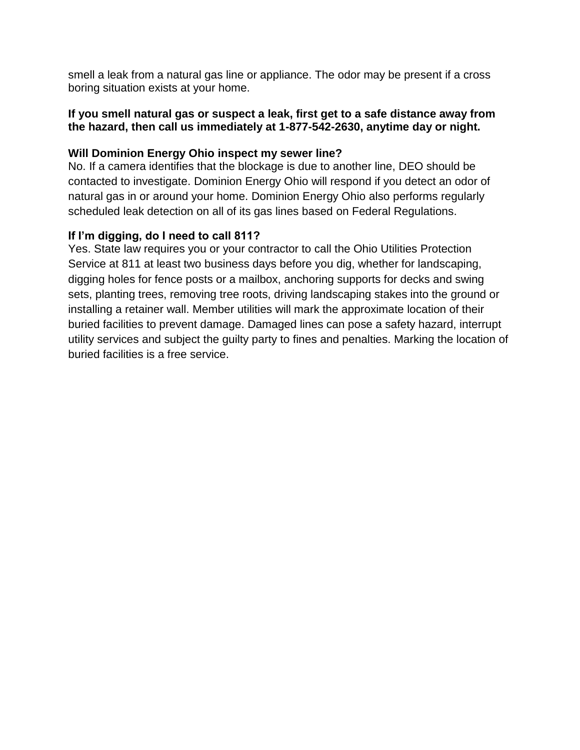smell a leak from a natural gas line or appliance. The odor may be present if a cross boring situation exists at your home.

**If you smell natural gas or suspect a leak, first get to a safe distance away from the hazard, then call us immediately at 1-877-542-2630, anytime day or night.**

**Will Dominion Energy Ohio inspect my sewer line?**

No. If a camera identifies that the blockage is due to another line, DEO should be contacted to investigate. Dominion Energy Ohio will respond if you detect an odor of natural gas in or around your home. Dominion Energy Ohio also performs regularly scheduled leak detection on all of its gas lines based on Federal Regulations.

**If I'm digging, do I need to call 811?**

Yes. State law requires you or your contractor to call the Ohio Utilities Protection Service at 811 at least two business days before you dig, whether for landscaping, digging holes for fence posts or a mailbox, anchoring supports for decks and swing sets, planting trees, removing tree roots, driving landscaping stakes into the ground or installing a retainer wall. Member utilities will mark the approximate location of their buried facilities to prevent damage. Damaged lines can pose a safety hazard, interrupt utility services and subject the guilty party to fines and penalties. Marking the location of buried facilities is a free service.